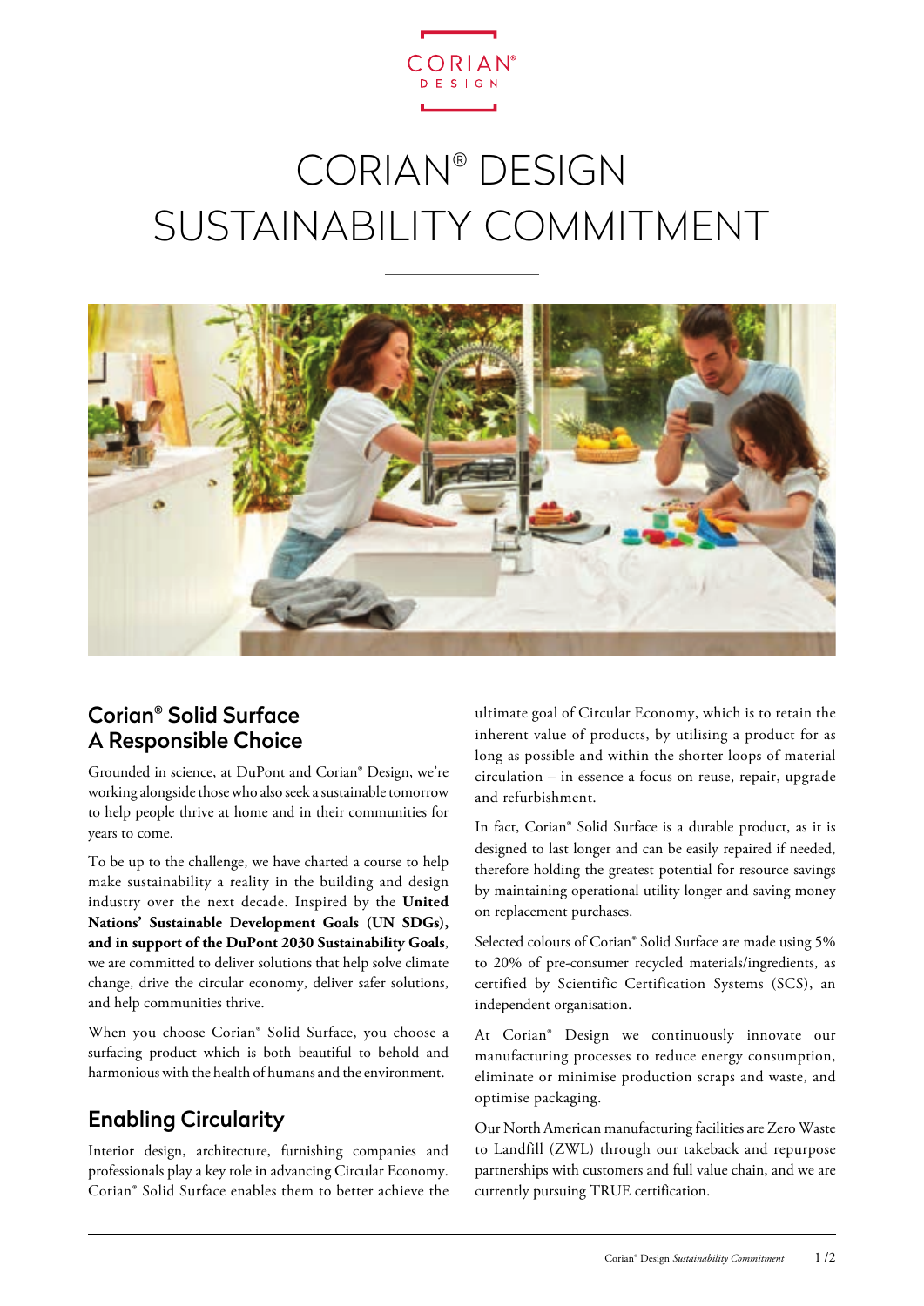# CORIAN® DESIGN SUSTAINABILITY COMMITMENT

## Corian® Solid Surface A Responsible Choice

Grounded in science, at DuPont and Corian® Design, we're working alongside those who also seek a sustainable tomorrow to help people thrive at home and in their communities for years to come.

To be up to the challenge, we have charted a course to help make sustainability a reality in the building and design industry over the next decade. Inspired by the **United Nations' Sustainable Development Goals (UN SDGs), and in support of the DuPont 2030 Sustainability Goals**, we are committed to deliver solutions that help solve climate change, drive the circular economy, deliver safer solutions, and help communities thrive.

When you choose Corian® Solid Surface, you choose a surfacing product which is both beautiful to behold and harmonious with the health of humans and the environment.

## Enabling Circularity

Interior design, architecture, furnishing companies and professionals play a key role in advancing Circular Economy. Corian® Solid Surface enables them to better achieve the ultimate goal of Circular Economy, which is to retain the inherent value of products, by utilising a product for as long as possible and within the shorter loops of material circulation – in essence a focus on reuse, repair, upgrade and refurbishment.

In fact, Corian® Solid Surface is a durable product, as it is designed to last longer and can be easily repaired if needed, therefore holding the greatest potential for resource savings by maintaining operational utility longer and saving money on replacement purchases.

Selected colours of Corian® Solid Surface are made using 5% to 20% of pre-consumer recycled materials/ingredients, as certified by Scientific Certification Systems (SCS), an independent organisation.

At Corian® Design we continuously innovate our manufacturing processes to reduce energy consumption, eliminate or minimise production scraps and waste, and optimise packaging.

Our North American manufacturing facilities are Zero Waste to Landfill (ZWL) through our takeback and repurpose partnerships with customers and full value chain, and we are currently pursuing TRUE certification.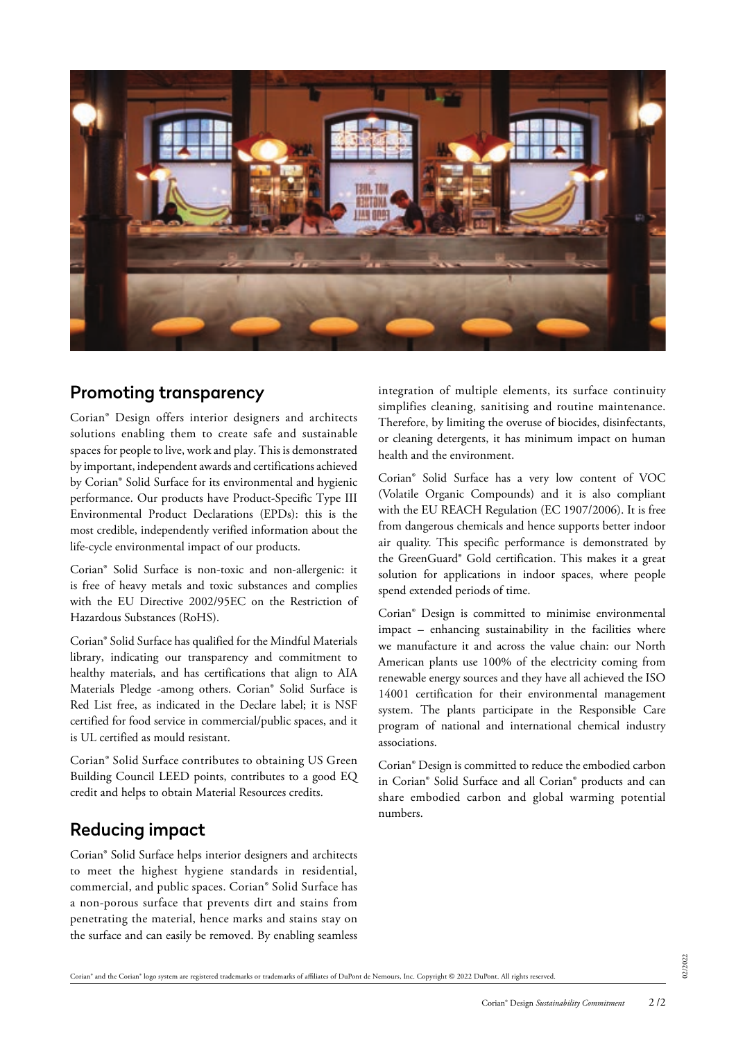## Promoting transparency

Corian® Design offers interior designers and architects solutions enabling them to create safe and sustainable spaces for people to live, work and play. This is demonstrated by important, independent awards and certifications achieved by Corian® Solid Surface for its environmental and hygienic performance. Our products have Product-Specific Type III Environmental Product Declarations (EPDs): this is the most credible, independently verified information about the life-cycle environmental impact of our products.

Corian® Solid Surface is non-toxic and non-allergenic: it is free of heavy metals and toxic substances and complies with the EU Directive 2002/95EC on the Restriction of Hazardous Substances (RoHS).

Corian® Solid Surface has qualified for the Mindful Materials library, indicating our transparency and commitment to healthy materials, and has certifications that align to AIA Materials Pledge -among others. Corian® Solid Surface is Red List free, as indicated in the Declare label; it is NSF certified for food service in commercial/public spaces, and it is UL certified as mould resistant.

Corian® Solid Surface contributes to obtaining US Green Building Council LEED points, contributes to a good EQ credit and helps to obtain Material Resources credits.

## Reducing impact

Corian® Solid Surface helps interior designers and architects to meet the highest hygiene standards in residential, commercial, and public spaces. Corian® Solid Surface has a non-porous surface that prevents dirt and stains from penetrating the material, hence marks and stains stay on the surface and can easily be removed. By enabling seamless integration of multiple elements, its surface continuity simplifies cleaning, sanitising and routine maintenance. Therefore, by limiting the overuse of biocides, disinfectants, or cleaning detergents, it has minimum impact on human health and the environment.

Corian® Solid Surface has a very low content of VOC (Volatile Organic Compounds) and it is also compliant with the EU REACH Regulation (EC 1907/2006). It is free from dangerous chemicals and hence supports better indoor air quality. This specific performance is demonstrated by the GreenGuard® Gold certification. This makes it a great solution for applications in indoor spaces, where people spend extended periods of time.

Corian® Design is committed to minimise environmental impact – enhancing sustainability in the facilities where we manufacture it and across the value chain: our North American plants use 100% of the electricity coming from renewable energy sources and they have all achieved the ISO 14001 certification for their environmental management system. The plants participate in the Responsible Care program of national and international chemical industry associations.

Corian® Design is committed to reduce the embodied carbon in Corian® Solid Surface and all Corian® products and can share embodied carbon and global warming potential numbers.

Corian® and the Corian® logo system are registered trademarks or trademarks of affiliates of DuPont de Nemours, Inc. Copyright © 2022 DuPont. All rights reserved.

02/2022